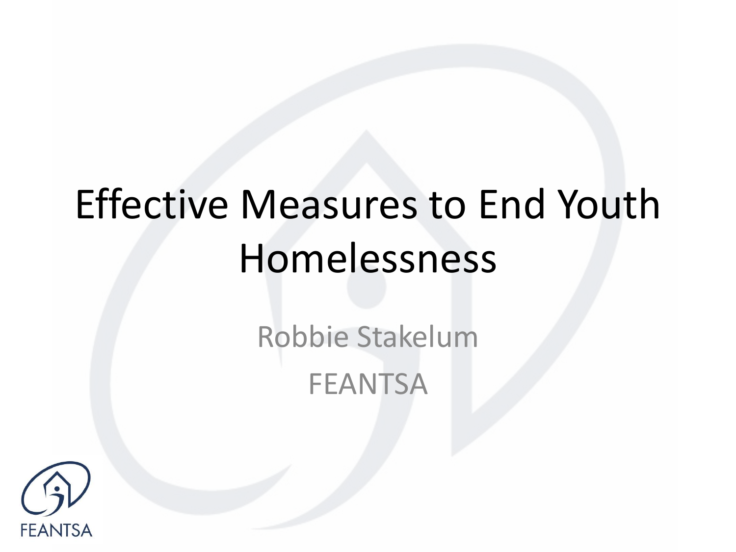# Effective Measures to End Youth Homelessness

Robbie Stakelum

FEANTSA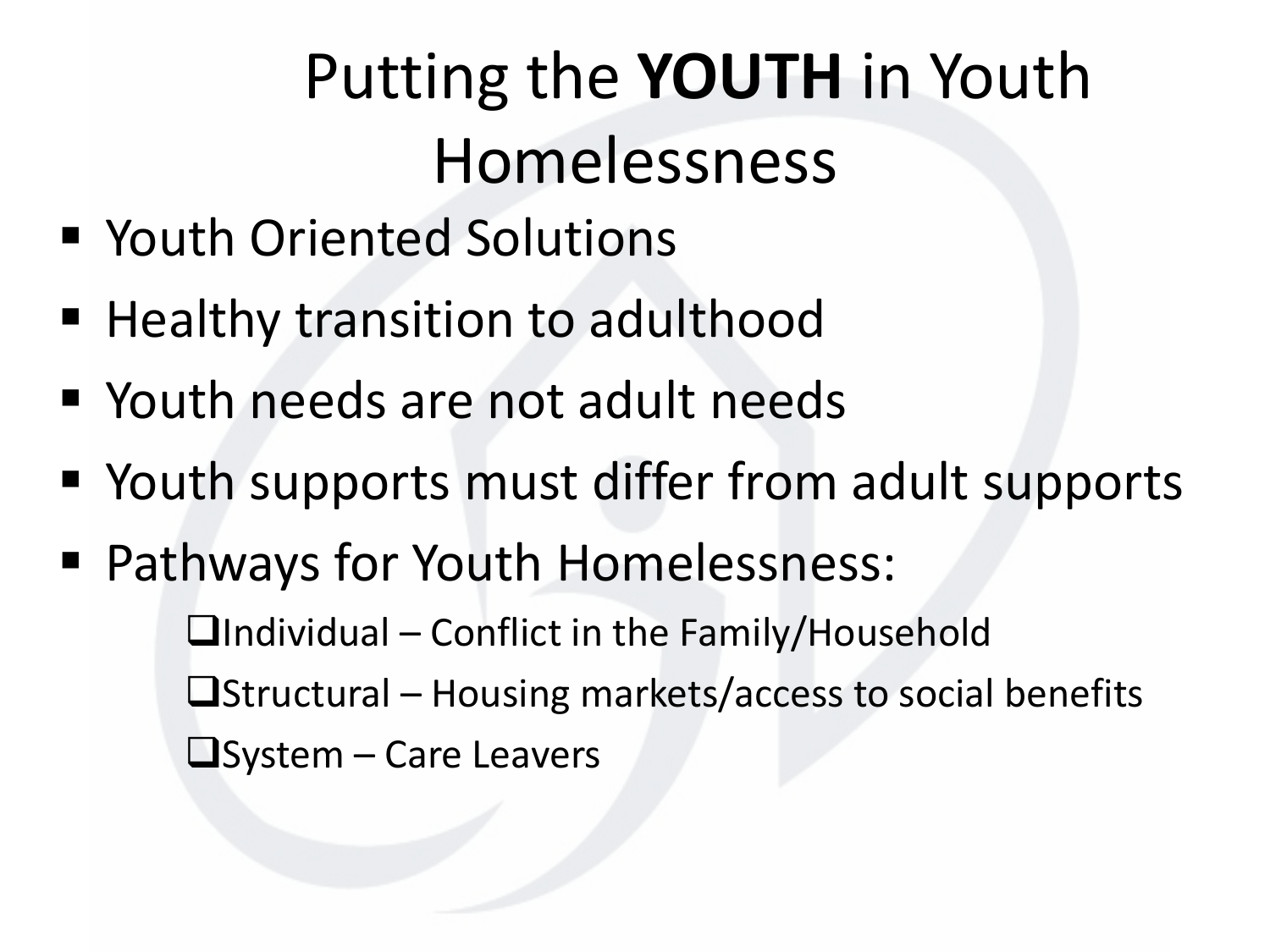# Putting the **YOUTH** in Youth Homelessness

- Youth Oriented Solutions
- Healthy transition to adulthood
- Youth needs are not adult needs
- Youth supports must differ from adult supports
- Pathways for Youth Homelessness:
  - Individual – Conflict in the Family/Household
  - Structural – Housing markets/access to social benefits
  - System – Care Leavers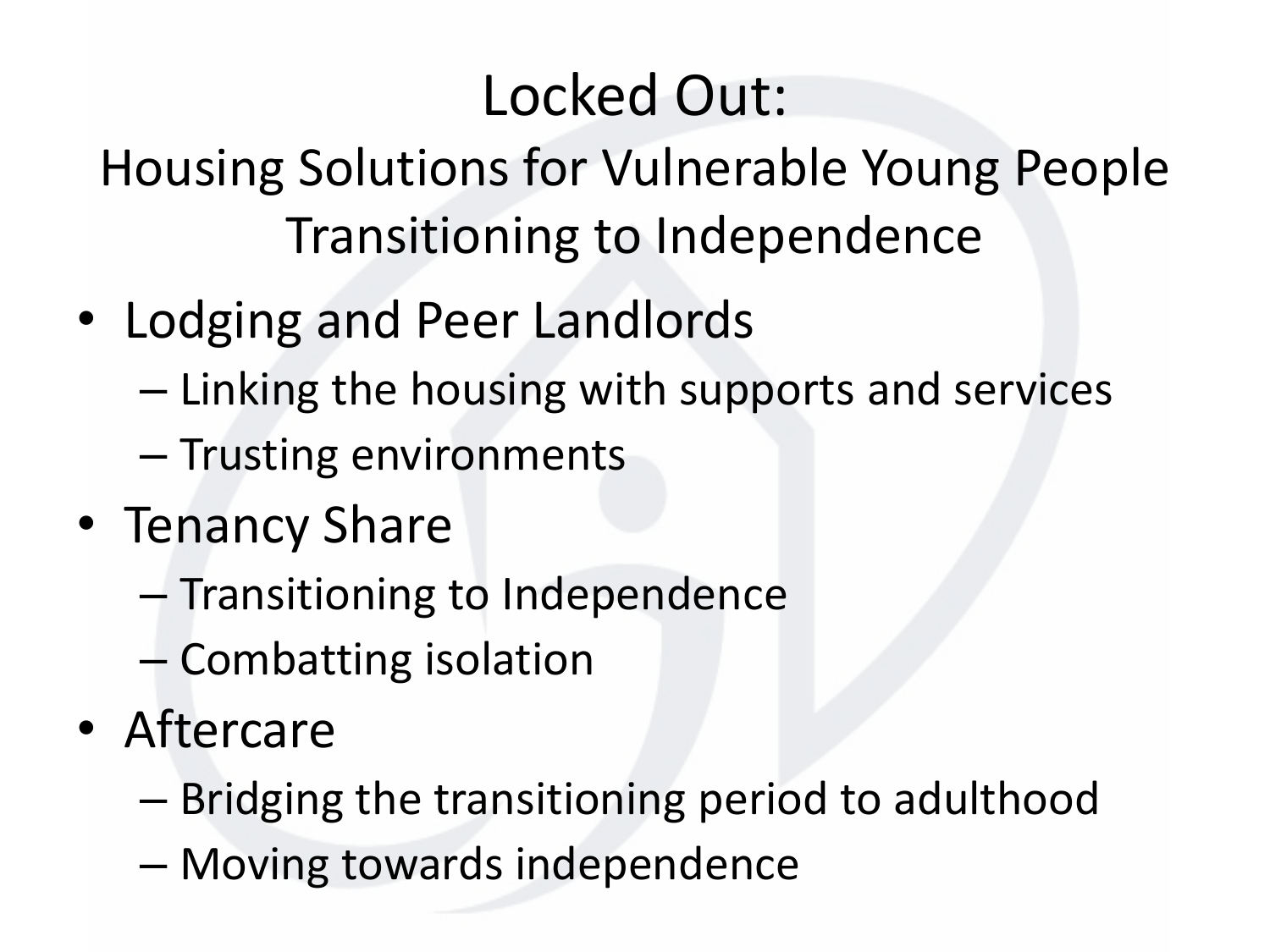# Locked Out:

## Housing Solutions for Vulnerable Young People Transitioning to Independence

- Lodging and Peer Landlords
  - Linking the housing with supports and services
  - Trusting environments
- Tenancy Share
  - Transitioning to Independence
  - Combatting isolation
- Aftercare
  - Bridging the transitioning period to adulthood
  - Moving towards independence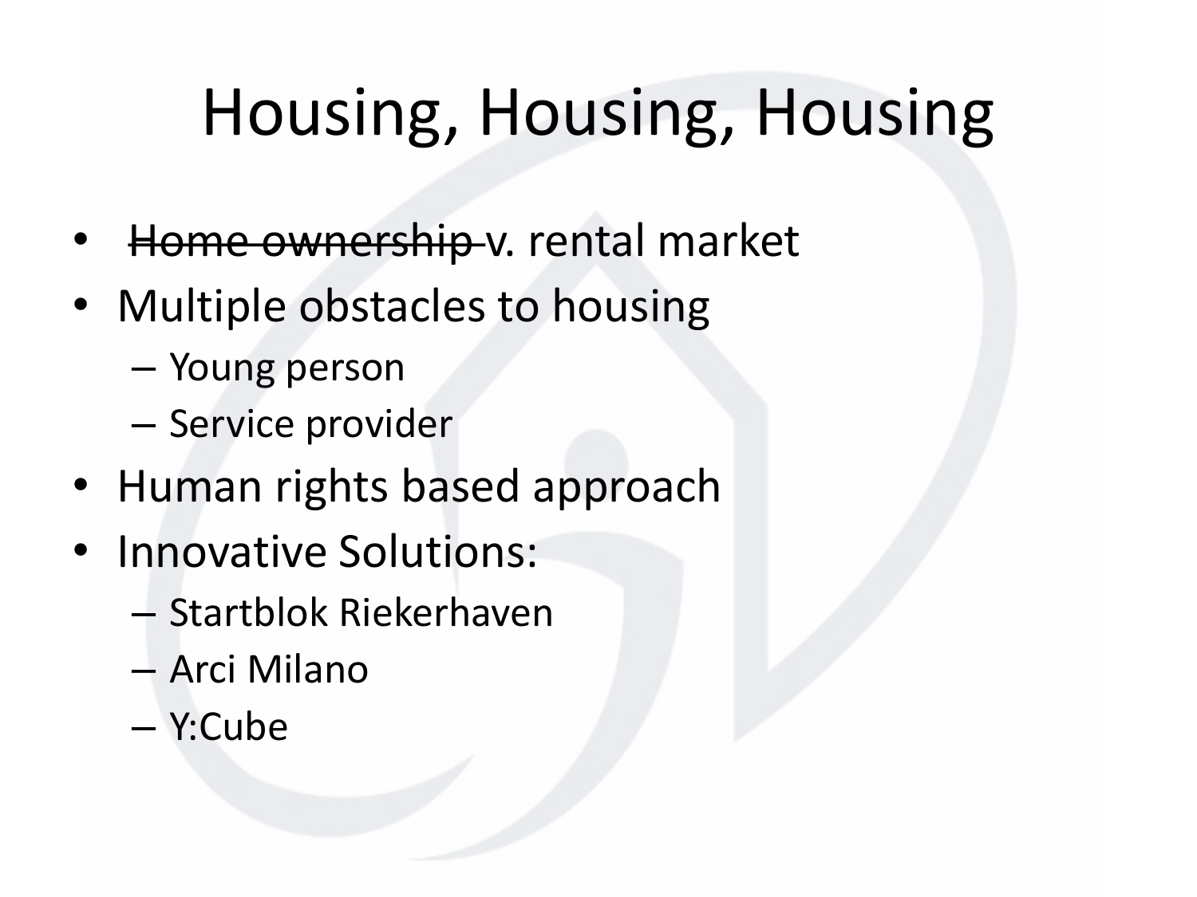# Housing, Housing, Housing

- ~~Home ownership~~ v. rental market
- Multiple obstacles to housing
  - Young person
  - Service provider
- Human rights based approach
- Innovative Solutions:
  - Startblok Riekerhaven
  - Arci Milano
  - Y:Cube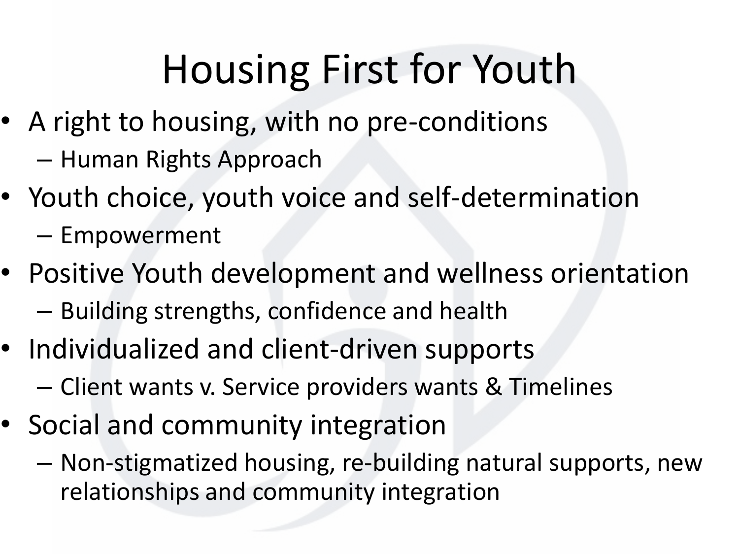# Housing First for Youth

- A right to housing, with no pre-conditions
  - Human Rights Approach
- Youth choice, youth voice and self-determination
  - Empowerment
- Positive Youth development and wellness orientation
  - Building strengths, confidence and health
- Individualized and client-driven supports
  - Client wants v. Service providers wants & Timelines
- Social and community integration
  - Non-stigmatized housing, re-building natural supports, new relationships and community integration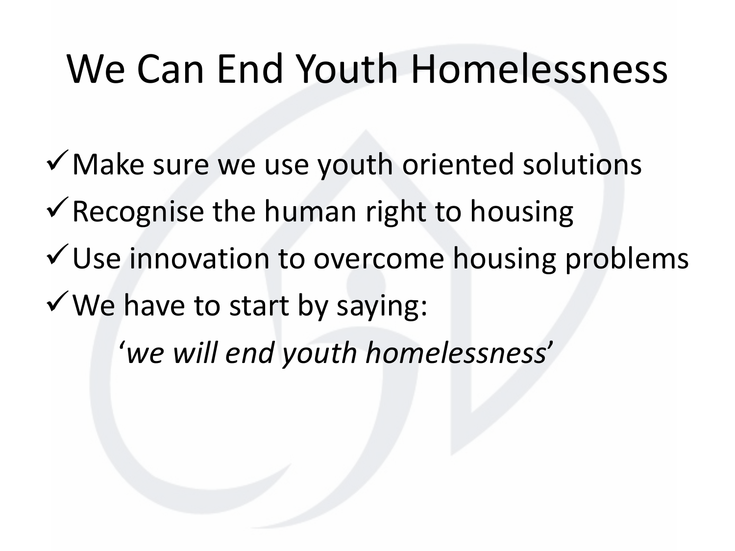# We Can End Youth Homelessness

- ✓ Make sure we use youth oriented solutions
- ✓ Recognise the human right to housing
- ✓ Use innovation to overcome housing problems
- ✓ We have to start by saying:

  ‘*we will end youth homelessness*’